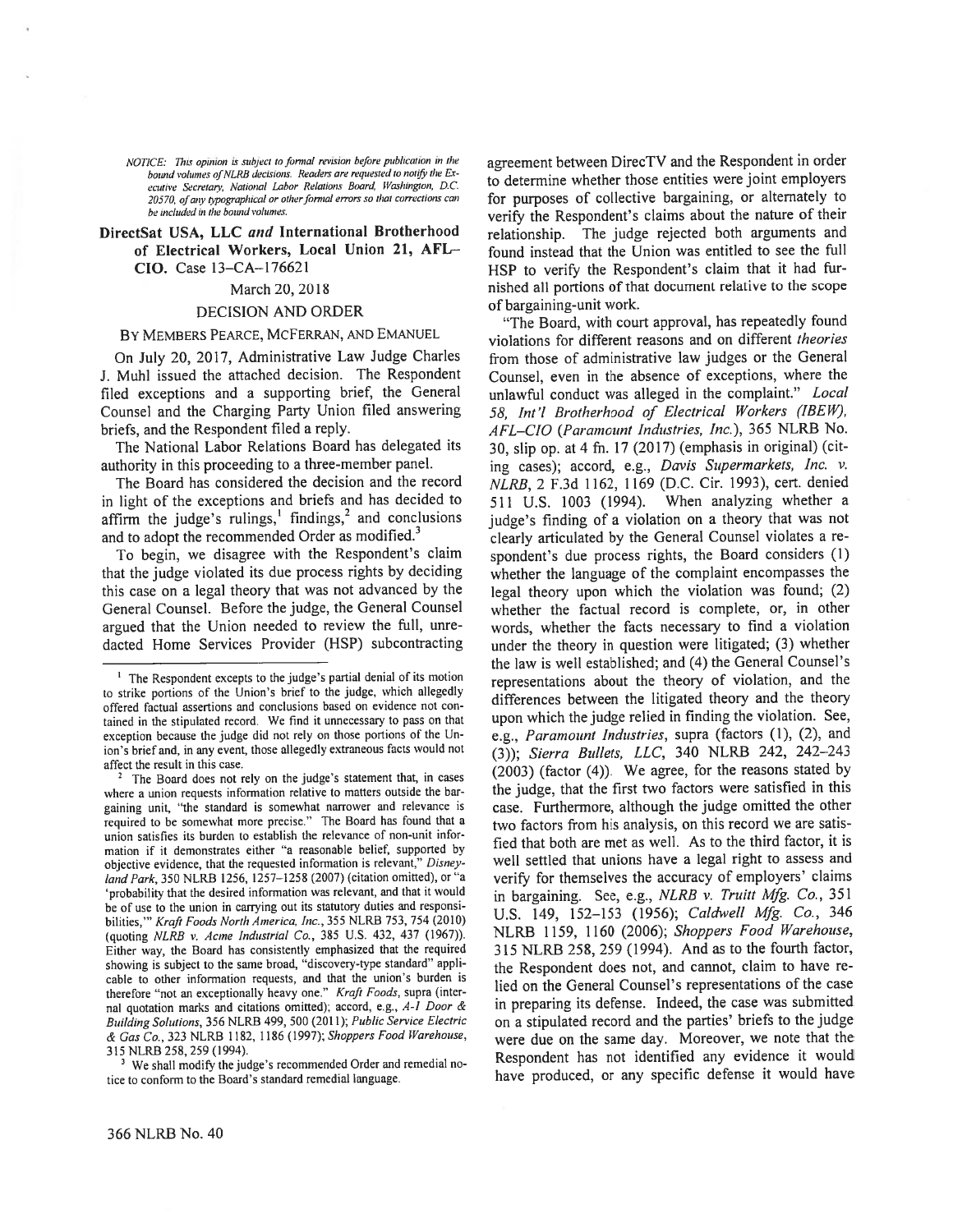*NOTICE: This opinion is subject to formal revision before publication in the bound volumes of NLRB decisions. Readers are requested to notify the Executive Secretary, National Labor Relations Board, Washington, D.C. 20570, of any typographical or other formal errors so that corrections can be included in the bound volumes.*

# DirectSat USA, LLC *and* International Brotherhood of Electrical Workers, Local Union 21, AFL–CIO. Case 13–CA–176621

March 20, 2018

## DECISION AND ORDER

BY MEMBERS PEARCE, MCFERRAN, AND EMANUEL

On July 20, 2017, Administrative Law Judge Charles J. Muhl issued the attached decision. The Respondent filed exceptions and a supporting brief, the General Counsel and the Charging Party Union filed answering briefs, and the Respondent filed a reply.

The National Labor Relations Board has delegated its authority in this proceeding to a three-member panel.

The Board has considered the decision and the record in light of the exceptions and briefs and has decided to affirm the judge's rulings,[1] findings,[2] and conclusions and to adopt the recommended Order as modified.[3]

To begin, we disagree with the Respondent's claim that the judge violated its due process rights by deciding this case on a legal theory that was not advanced by the General Counsel. Before the judge, the General Counsel argued that the Union needed to review the full, unredacted Home Services Provider (HSP) subcontracting agreement between DirecTV and the Respondent in order to determine whether those entities were joint employers for purposes of collective bargaining, or alternately to verify the Respondent's claims about the nature of their relationship. The judge rejected both arguments and found instead that the Union was entitled to see the full HSP to verify the Respondent's claim that it had furnished all portions of that document relative to the scope of bargaining-unit work.

"The Board, with court approval, has repeatedly found violations for different reasons and on different *theories* from those of administrative law judges or the General Counsel, even in the absence of exceptions, where the unlawful conduct was alleged in the complaint." *Local 58, Int'l Brotherhood of Electrical Workers (IBEW), AFL–CIO (Paramount Industries, Inc.)*, 365 NLRB No. 30, slip op. at 4 fn. 17 (2017) (emphasis in original) (citing cases); accord, e.g., *Davis Supermarkets, Inc. v. NLRB*, 2 F.3d 1162, 1169 (D.C. Cir. 1993), cert. denied 511 U.S. 1003 (1994). When analyzing whether a judge's finding of a violation on a theory that was not clearly articulated by the General Counsel violates a respondent's due process rights, the Board considers (1) whether the language of the complaint encompasses the legal theory upon which the violation was found; (2) whether the factual record is complete, or, in other words, whether the facts necessary to find a violation under the theory in question were litigated; (3) whether the law is well established; and (4) the General Counsel's representations about the theory of violation, and the differences between the litigated theory and the theory upon which the judge relied in finding the violation. See, e.g., *Paramount Industries*, supra (factors (1), (2), and (3)); *Sierra Bullets, LLC*, 340 NLRB 242, 242–243 (2003) (factor (4)). We agree, for the reasons stated by the judge, that the first two factors were satisfied in this case. Furthermore, although the judge omitted the other two factors from his analysis, on this record we are satisfied that both are met as well. As to the third factor, it is well settled that unions have a legal right to assess and verify for themselves the accuracy of employers' claims in bargaining. See, e.g., *NLRB v. Truitt Mfg. Co.*, 351 U.S. 149, 152–153 (1956); *Caldwell Mfg. Co.*, 346 NLRB 1159, 1160 (2006); *Shoppers Food Warehouse*, 315 NLRB 258, 259 (1994). And as to the fourth factor, the Respondent does not, and cannot, claim to have relied on the General Counsel's representations of the case in preparing its defense. Indeed, the case was submitted on a stipulated record and the parties' briefs to the judge were due on the same day. Moreover, we note that the Respondent has not identified any evidence it would have produced, or any specific defense it would have

---

[1] The Respondent excepts to the judge's partial denial of its motion to strike portions of the Union's brief to the judge, which allegedly offered factual assertions and conclusions based on evidence not contained in the stipulated record. We find it unnecessary to pass on that exception because the judge did not rely on those portions of the Union's brief and, in any event, those allegedly extraneous facts would not affect the result in this case.

[2] The Board does not rely on the judge's statement that, in cases where a union requests information relative to matters outside the bargaining unit, "the standard is somewhat narrower and relevance is required to be somewhat more precise." The Board has found that a union satisfies its burden to establish the relevance of non-unit information if it demonstrates either "a reasonable belief, supported by objective evidence, that the requested information is relevant," *Disneyland Park*, 350 NLRB 1256, 1257–1258 (2007) (citation omitted), or "a 'probability that the desired information was relevant, and that it would be of use to the union in carrying out its statutory duties and responsibilities,'" *Kraft Foods North America, Inc.*, 355 NLRB 753, 754 (2010) (quoting *NLRB v. Acme Industrial Co.*, 385 U.S. 432, 437 (1967)). Either way, the Board has consistently emphasized that the required showing is subject to the same broad, "discovery-type standard" applicable to other information requests, and that the union's burden is therefore "not an exceptionally heavy one." *Kraft Foods*, supra (internal quotation marks and citations omitted); accord, e.g., *A-1 Door & Building Solutions*, 356 NLRB 499, 500 (2011); *Public Service Electric & Gas Co.*, 323 NLRB 1182, 1186 (1997); *Shoppers Food Warehouse*, 315 NLRB 258, 259 (1994).

[3] We shall modify the judge's recommended Order and remedial notice to conform to the Board's standard remedial language.

366 NLRB No. 40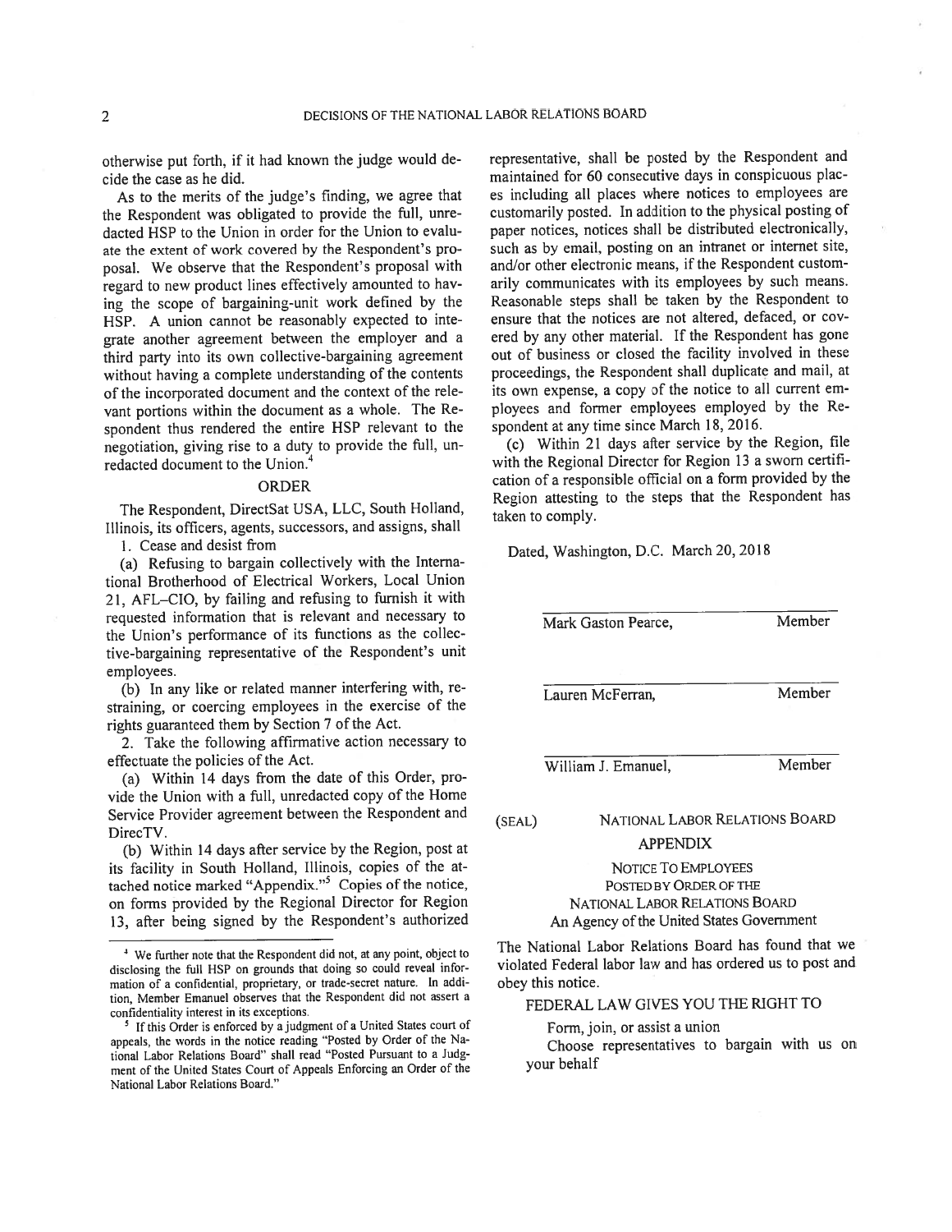otherwise put forth, if it had known the judge would decide the case as he did.

As to the merits of the judge's finding, we agree that the Respondent was obligated to provide the full, unredacted HSP to the Union in order for the Union to evaluate the extent of work covered by the Respondent's proposal. We observe that the Respondent's proposal with regard to new product lines effectively amounted to having the scope of bargaining-unit work defined by the HSP. A union cannot be reasonably expected to integrate another agreement between the employer and a third party into its own collective-bargaining agreement without having a complete understanding of the contents of the incorporated document and the context of the relevant portions within the document as a whole. The Respondent thus rendered the entire HSP relevant to the negotiation, giving rise to a duty to provide the full, unredacted document to the Union.[4]

## ORDER

The Respondent, DirectSat USA, LLC, South Holland, Illinois, its officers, agents, successors, and assigns, shall

1. Cease and desist from

(a) Refusing to bargain collectively with the International Brotherhood of Electrical Workers, Local Union 21, AFL–CIO, by failing and refusing to furnish it with requested information that is relevant and necessary to the Union's performance of its functions as the collective-bargaining representative of the Respondent's unit employees.

(b) In any like or related manner interfering with, restraining, or coercing employees in the exercise of the rights guaranteed them by Section 7 of the Act.

2. Take the following affirmative action necessary to effectuate the policies of the Act.

(a) Within 14 days from the date of this Order, provide the Union with a full, unredacted copy of the Home Service Provider agreement between the Respondent and DirecTV.

(b) Within 14 days after service by the Region, post at its facility in South Holland, Illinois, copies of the attached notice marked "Appendix."[5] Copies of the notice, on forms provided by the Regional Director for Region 13, after being signed by the Respondent's authorized representative, shall be posted by the Respondent and maintained for 60 consecutive days in conspicuous places including all places where notices to employees are customarily posted. In addition to the physical posting of paper notices, notices shall be distributed electronically, such as by email, posting on an intranet or internet site, and/or other electronic means, if the Respondent customarily communicates with its employees by such means. Reasonable steps shall be taken by the Respondent to ensure that the notices are not altered, defaced, or covered by any other material. If the Respondent has gone out of business or closed the facility involved in these proceedings, the Respondent shall duplicate and mail, at its own expense, a copy of the notice to all current employees and former employees employed by the Respondent at any time since March 18, 2016.

(c) Within 21 days after service by the Region, file with the Regional Director for Region 13 a sworn certification of a responsible official on a form provided by the Region attesting to the steps that the Respondent has taken to comply.

Dated, Washington, D.C. March 20, 2018

| | |
|---|---|
| Mark Gaston Pearce, | Member |
| Lauren McFerran, | Member |
| William J. Emanuel, | Member |

(SEAL) NATIONAL LABOR RELATIONS BOARD

## APPENDIX

NOTICE TO EMPLOYEES
POSTED BY ORDER OF THE
NATIONAL LABOR RELATIONS BOARD
An Agency of the United States Government

The National Labor Relations Board has found that we violated Federal labor law and has ordered us to post and obey this notice.

FEDERAL LAW GIVES YOU THE RIGHT TO

Form, join, or assist a union

Choose representatives to bargain with us on your behalf

---

[4] We further note that the Respondent did not, at any point, object to disclosing the full HSP on grounds that doing so could reveal information of a confidential, proprietary, or trade-secret nature. In addition, Member Emanuel observes that the Respondent did not assert a confidentiality interest in its exceptions.

[5] If this Order is enforced by a judgment of a United States court of appeals, the words in the notice reading "Posted by Order of the National Labor Relations Board" shall read "Posted Pursuant to a Judgment of the United States Court of Appeals Enforcing an Order of the National Labor Relations Board."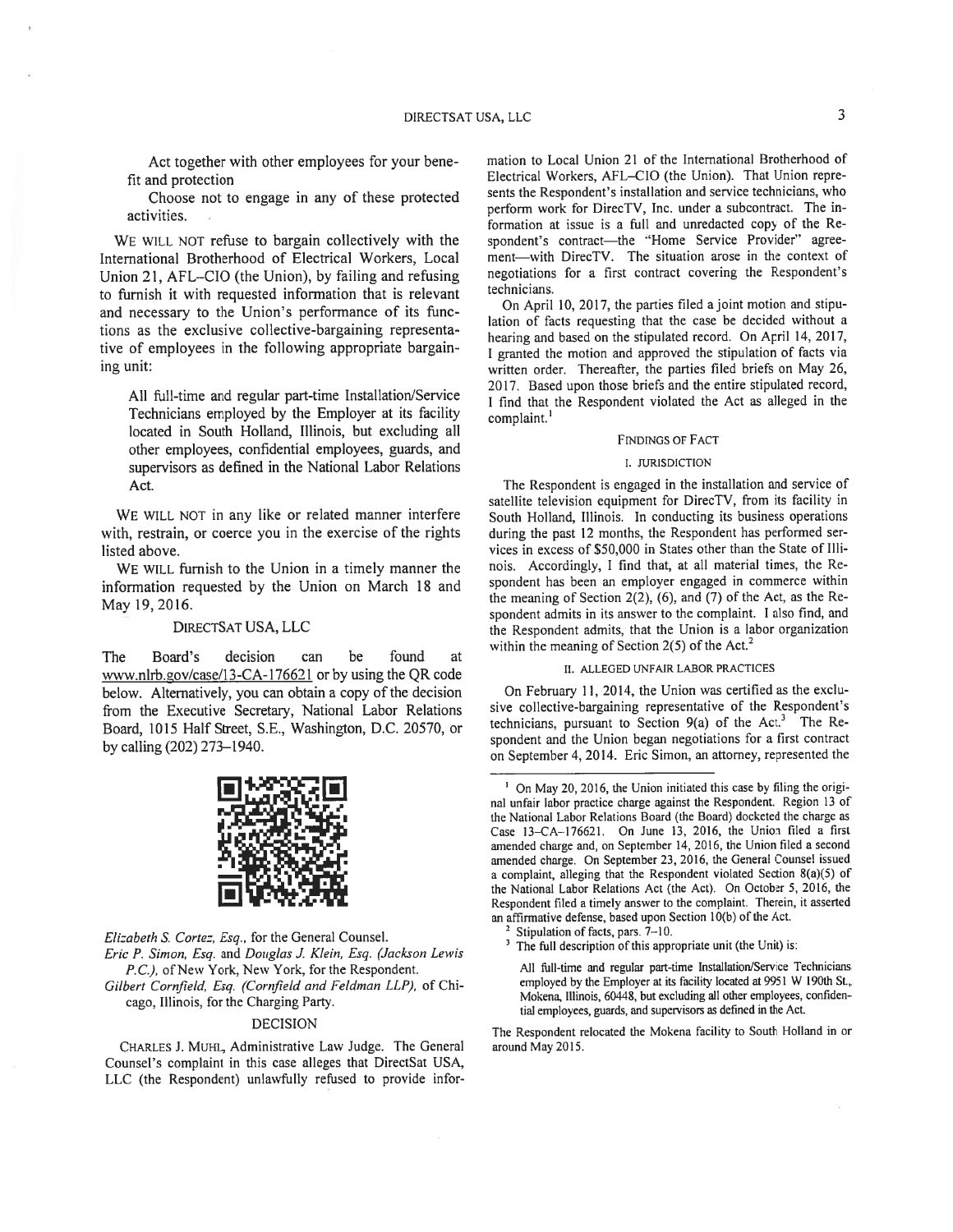Act together with other employees for your benefit and protection

Choose not to engage in any of these protected activities.

WE WILL NOT refuse to bargain collectively with the International Brotherhood of Electrical Workers, Local Union 21, AFL–CIO (the Union), by failing and refusing to furnish it with requested information that is relevant and necessary to the Union's performance of its functions as the exclusive collective-bargaining representative of employees in the following appropriate bargaining unit:

> All full-time and regular part-time Installation/Service Technicians employed by the Employer at its facility located in South Holland, Illinois, but excluding all other employees, confidential employees, guards, and supervisors as defined in the National Labor Relations Act.

WE WILL NOT in any like or related manner interfere with, restrain, or coerce you in the exercise of the rights listed above.

WE WILL furnish to the Union in a timely manner the information requested by the Union on March 18 and May 19, 2016.

DIRECTSAT USA, LLC

The Board's decision can be found at www.nlrb.gov/case/13-CA-176621 or by using the QR code below. Alternatively, you can obtain a copy of the decision from the Executive Secretary, National Labor Relations Board, 1015 Half Street, S.E., Washington, D.C. 20570, or by calling (202) 273–1940.

*Elizabeth S. Cortez, Esq.*, for the General Counsel.
*Eric P. Simon, Esq.* and *Douglas J. Klein, Esq. (Jackson Lewis P.C.)*, of New York, New York, for the Respondent.
*Gilbert Cornfield, Esq. (Cornfield and Feldman LLP)*, of Chicago, Illinois, for the Charging Party.

## DECISION

CHARLES J. MUHL, Administrative Law Judge. The General Counsel's complaint in this case alleges that DirectSat USA, LLC (the Respondent) unlawfully refused to provide information to Local Union 21 of the International Brotherhood of Electrical Workers, AFL–CIO (the Union). That Union represents the Respondent's installation and service technicians, who perform work for DirecTV, Inc. under a subcontract. The information at issue is a full and unredacted copy of the Respondent's contract—the "Home Service Provider" agreement—with DirecTV. The situation arose in the context of negotiations for a first contract covering the Respondent's technicians.

On April 10, 2017, the parties filed a joint motion and stipulation of facts requesting that the case be decided without a hearing and based on the stipulated record. On April 14, 2017, I granted the motion and approved the stipulation of facts via written order. Thereafter, the parties filed briefs on May 26, 2017. Based upon those briefs and the entire stipulated record, I find that the Respondent violated the Act as alleged in the complaint.[1]

### FINDINGS OF FACT

#### I. JURISDICTION

The Respondent is engaged in the installation and service of satellite television equipment for DirecTV, from its facility in South Holland, Illinois. In conducting its business operations during the past 12 months, the Respondent has performed services in excess of $50,000 in States other than the State of Illinois. Accordingly, I find that, at all material times, the Respondent has been an employer engaged in commerce within the meaning of Section 2(2), (6), and (7) of the Act, as the Respondent admits in its answer to the complaint. I also find, and the Respondent admits, that the Union is a labor organization within the meaning of Section 2(5) of the Act.[2]

#### II. ALLEGED UNFAIR LABOR PRACTICES

On February 11, 2014, the Union was certified as the exclusive collective-bargaining representative of the Respondent's technicians, pursuant to Section 9(a) of the Act.[3] The Respondent and the Union began negotiations for a first contract on September 4, 2014. Eric Simon, an attorney, represented the

---

[1] On May 20, 2016, the Union initiated this case by filing the original unfair labor practice charge against the Respondent. Region 13 of the National Labor Relations Board (the Board) docketed the charge as Case 13–CA–176621. On June 13, 2016, the Union filed a first amended charge and, on September 14, 2016, the Union filed a second amended charge. On September 23, 2016, the General Counsel issued a complaint, alleging that the Respondent violated Section 8(a)(5) of the National Labor Relations Act (the Act). On October 5, 2016, the Respondent filed a timely answer to the complaint. Therein, it asserted an affirmative defense, based upon Section 10(b) of the Act.

[2] Stipulation of facts, pars. 7–10.

[3] The full description of this appropriate unit (the Unit) is:

> All full-time and regular part-time Installation/Service Technicians employed by the Employer at its facility located at 9951 W 190th St., Mokena, Illinois, 60448, but excluding all other employees, confidential employees, guards, and supervisors as defined in the Act.

The Respondent relocated the Mokena facility to South Holland in or around May 2015.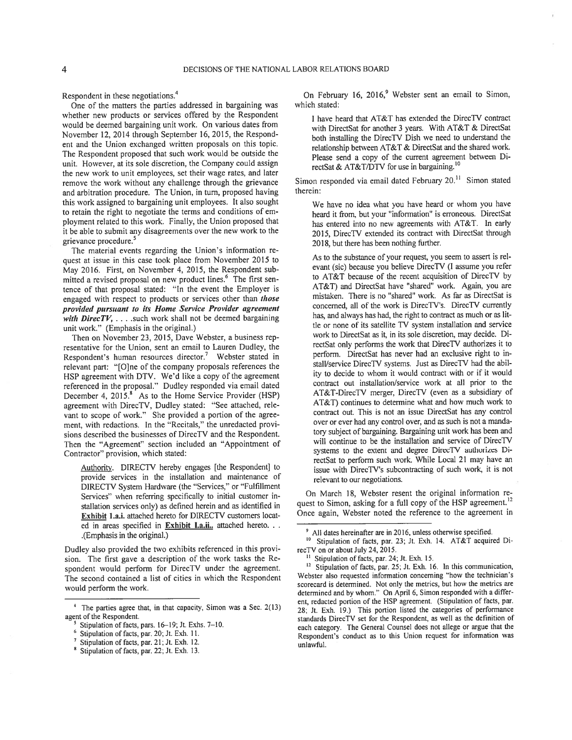Respondent in these negotiations.[4]

One of the matters the parties addressed in bargaining was whether new products or services offered by the Respondent would be deemed bargaining unit work. On various dates from November 12, 2014 through September 16, 2015, the Respondent and the Union exchanged written proposals on this topic. The Respondent proposed that such work would be outside the unit. However, at its sole discretion, the Company could assign the new work to unit employees, set their wage rates, and later remove the work without any challenge through the grievance and arbitration procedure. The Union, in turn, proposed having this work assigned to bargaining unit employees. It also sought to retain the right to negotiate the terms and conditions of employment related to this work. Finally, the Union proposed that it be able to submit any disagreements over the new work to the grievance procedure.[5]

The material events regarding the Union's information request at issue in this case took place from November 2015 to May 2016. First, on November 4, 2015, the Respondent submitted a revised proposal on new product lines.[6] The first sentence of that proposal stated: "In the event the Employer is engaged with respect to products or services other than ***those provided pursuant to its Home Service Provider agreement with DirecTV***, . . . .such work shall not be deemed bargaining unit work." (Emphasis in the original.)

Then on November 23, 2015, Dave Webster, a business representative for the Union, sent an email to Lauren Dudley, the Respondent's human resources director.[7] Webster stated in relevant part: "[O]ne of the company proposals references the HSP agreement with DTV. We'd like a copy of the agreement referenced in the proposal." Dudley responded via email dated December 4, 2015.[8] As to the Home Service Provider (HSP) agreement with DirecTV, Dudley stated: "See attached, relevant to scope of work." She provided a portion of the agreement, with redactions. In the "Recitals," the unredacted provisions described the businesses of DirecTV and the Respondent. Then the "Agreement" section included an "Appointment of Contractor" provision, which stated:

> Authority. DIRECTV hereby engages [the Respondent] to provide services in the installation and maintenance of DIRECTV System Hardware (the "Services," or "Fulfillment Services" when referring specifically to initial customer installation services only) as defined herein and as identified in **Exhibit 1.a.i.** attached hereto for DIRECTV customers located in areas specified in **Exhibit 1.a.ii.** attached hereto. . . .(Emphasis in the original.)

Dudley also provided the two exhibits referenced in this provision. The first gave a description of the work tasks the Respondent would perform for DirecTV under the agreement. The second contained a list of cities in which the Respondent would perform the work.

On February 16, 2016,[9] Webster sent an email to Simon, which stated:

> I have heard that AT&T has extended the DirecTV contract with DirectSat for another 3 years. With AT&T & DirectSat both installing the DirecTV Dish we need to understand the relationship between AT&T & DirectSat and the shared work. Please send a copy of the current agreement between DirectSat & AT&T/DTV for use in bargaining.[10]

Simon responded via email dated February 20.[11] Simon stated therein:

> We have no idea what you have heard or whom you have heard it from, but your "information" is erroneous. DirectSat has entered into no new agreements with AT&T. In early 2015, DirecTV extended its contract with DirectSat through 2018, but there has been nothing further.
>
> As to the substance of your request, you seem to assert is relevant (sic) because you believe DirecTV (I assume you refer to AT&T because of the recent acquisition of DirecTV by AT&T) and DirectSat have "shared" work. Again, you are mistaken. There is no "shared" work. As far as DirectSat is concerned, all of the work is DirecTV's. DirecTV currently has, and always has had, the right to contract as much or as little or none of its satellite TV system installation and service work to DirectSat as it, in its sole discretion, may decide. DirectSat only performs the work that DirecTV authorizes it to perform. DirectSat has never had an exclusive right to install/service DirecTV systems. Just as DirecTV had the ability to decide to whom it would contract with or if it would contract out installation/service work at all prior to the AT&T-DirecTV merger, DirecTV (even as a subsidiary of AT&T) continues to determine what and how much work to contract out. This is not an issue DirectSat has any control over or ever had any control over, and as such is not a mandatory subject of bargaining. Bargaining unit work has been and will continue to be the installation and service of DirecTV systems to the extent and degree DirecTV authorizes DirectSat to perform such work. While Local 21 may have an issue with DirecTV's subcontracting of such work, it is not relevant to our negotiations.

On March 18, Webster resent the original information request to Simon, asking for a full copy of the HSP agreement.[12] Once again, Webster noted the reference to the agreement in

---

[4] The parties agree that, in that capacity, Simon was a Sec. 2(13) agent of the Respondent.

[5] Stipulation of facts, pars. 16–19; Jt. Exhs. 7–10.

[6] Stipulation of facts, par. 20; Jt. Exh. 11.

[7] Stipulation of facts, par. 21; Jt. Exh. 12.

[8] Stipulation of facts, par. 22; Jt. Exh. 13.

[9] All dates hereinafter are in 2016, unless otherwise specified.

[10] Stipulation of facts, par. 23; Jt. Exh. 14. AT&T acquired DirecTV on or about July 24, 2015.

[11] Stipulation of facts, par. 24; Jt. Exh. 15.

[12] Stipulation of facts, par. 25; Jt. Exh. 16. In this communication, Webster also requested information concerning "how the technician's scorecard is determined. Not only the metrics, but how the metrics are determined and by whom." On April 6, Simon responded with a different, redacted portion of the HSP agreement. (Stipulation of facts, par. 28; Jt. Exh. 19.) This portion listed the categories of performance standards DirecTV set for the Respondent, as well as the definition of each category. The General Counsel does not allege or argue that the Respondent's conduct as to this Union request for information was unlawful.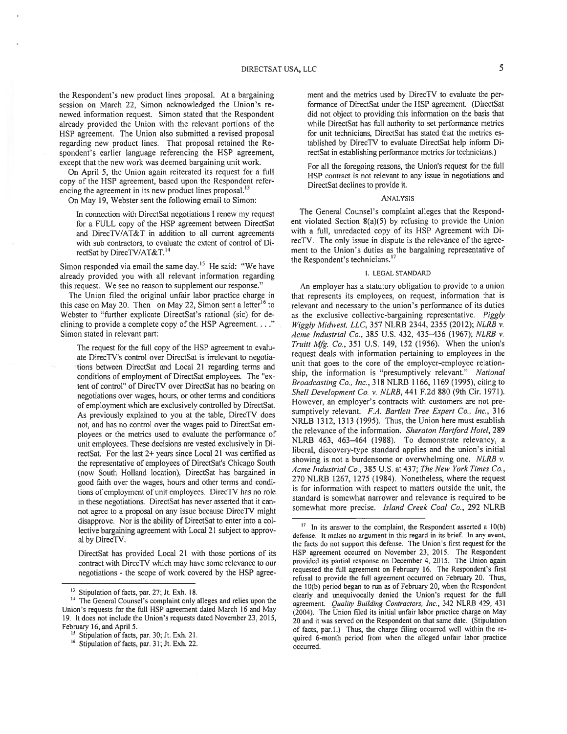the Respondent's new product lines proposal. At a bargaining session on March 22, Simon acknowledged the Union's renewed information request. Simon stated that the Respondent already provided the Union with the relevant portions of the HSP agreement. The Union also submitted a revised proposal regarding new product lines. That proposal retained the Respondent's earlier language referencing the HSP agreement, except that the new work was deemed bargaining unit work.

On April 5, the Union again reiterated its request for a full copy of the HSP agreement, based upon the Respondent referencing the agreement in its new product lines proposal.[13]

On May 19, Webster sent the following email to Simon:

> In connection with DirectSat negotiations I renew my request for a FULL copy of the HSP agreement between DirectSat and DirecTV/AT&T in addition to all current agreements with sub contractors, to evaluate the extent of control of DirectSat by DirecTV/AT&T.[14]

Simon responded via email the same day.[15] He said: "We have already provided you with all relevant information regarding this request. We see no reason to supplement our response."

The Union filed the original unfair labor practice charge in this case on May 20. Then on May 22, Simon sent a letter[16] to Webster to "further explicate DirectSat's rational (sic) for declining to provide a complete copy of the HSP Agreement. . . ." Simon stated in relevant part:

> The request for the full copy of the HSP agreement to evaluate DirecTV's control over DirectSat is irrelevant to negotiations between DirectSat and Local 21 regarding terms and conditions of employment of DirectSat employees. The "extent of control" of DirecTV over DirectSat has no bearing on negotiations over wages, hours, or other terms and conditions of employment which are exclusively controlled by DirectSat. As previously explained to you at the table, DirecTV does not, and has no control over the wages paid to DirectSat employees or the metrics used to evaluate the performance of unit employees. These decisions are vested exclusively in DirectSat. For the last 2+ years since Local 21 was certified as the representative of employees of DirectSat's Chicago South (now South Holland location), DirectSat has bargained in good faith over the wages, hours and other terms and conditions of employment of unit employees. DirecTV has no role in these negotiations. DirectSat has never asserted that it cannot agree to a proposal on any issue because DirecTV might disapprove. Nor is the ability of DirectSat to enter into a collective bargaining agreement with Local 21 subject to approval by DirecTV.
>
> DirectSat has provided Local 21 with those portions of its contract with DirecTV which may have some relevance to our negotiations - the scope of work covered by the HSP agreement and the metrics used by DirecTV to evaluate the performance of DirectSat under the HSP agreement. (DirectSat did not object to providing this information on the basis that while DirectSat has full authority to set performance metrics for unit technicians, DirectSat has stated that the metrics established by DirecTV to evaluate DirectSat help inform DirectSat in establishing performance metrics for technicians.)
>
> For all the foregoing reasons, the Union's request for the full HSP contract is not relevant to any issue in negotiations and DirectSat declines to provide it.

## ANALYSIS

The General Counsel's complaint alleges that the Respondent violated Section 8(a)(5) by refusing to provide the Union with a full, unredacted copy of its HSP Agreement with DirecTV. The only issue in dispute is the relevance of the agreement to the Union's duties as the bargaining representative of the Respondent's technicians.[17]

### I. LEGAL STANDARD

An employer has a statutory obligation to provide to a union that represents its employees, on request, information that is relevant and necessary to the union's performance of its duties as the exclusive collective-bargaining representative. *Piggly Wiggly Midwest, LLC*, 357 NLRB 2344, 2355 (2012); *NLRB v. Acme Industrial Co.*, 385 U.S. 432, 435–436 (1967); *NLRB v. Truitt Mfg. Co.*, 351 U.S. 149, 152 (1956). When the union's request deals with information pertaining to employees in the unit that goes to the core of the employer-employee relationship, the information is "presumptively relevant." *National Broadcasting Co., Inc.*, 318 NLRB 1166, 1169 (1995), citing to *Shell Development Co. v. NLRB*, 441 F.2d 880 (9th Cir. 1971). However, an employer's contracts with customers are not presumptively relevant. *F.A. Bartlett Tree Expert Co., Inc.*, 316 NLRB 1312, 1313 (1995). Thus, the Union here must establish the relevance of the information. *Sheraton Hartford Hotel*, 289 NLRB 463, 463–464 (1988). To demonstrate relevancy, a liberal, discovery-type standard applies and the union's initial showing is not a burdensome or overwhelming one. *NLRB v. Acme Industrial Co.*, 385 U.S. at 437; *The New York Times Co.*, 270 NLRB 1267, 1275 (1984). Nonetheless, where the request is for information with respect to matters outside the unit, the standard is somewhat narrower and relevance is required to be somewhat more precise. *Island Creek Coal Co.*, 292 NLRB

---

[13] Stipulation of facts, par. 27; Jt. Exh. 18.

[14] The General Counsel's complaint only alleges and relies upon the Union's requests for the full HSP agreement dated March 16 and May 19. It does not include the Union's requests dated November 23, 2015, February 16, and April 5.

[15] Stipulation of facts, par. 30; Jt. Exh. 21.

[16] Stipulation of facts, par. 31; Jt. Exh. 22.

[17] In its answer to the complaint, the Respondent asserted a 10(b) defense. It makes no argument in this regard in its brief. In any event, the facts do not support this defense. The Union's first request for the HSP agreement occurred on November 23, 2015. The Respondent provided its partial response on December 4, 2015. The Union again requested the full agreement on February 16. The Respondent's first refusal to provide the full agreement occurred on February 20. Thus, the 10(b) period began to run as of February 20, when the Respondent clearly and unequivocally denied the Union's request for the full agreement. *Quality Building Contractors, Inc.*, 342 NLRB 429, 431 (2004). The Union filed its initial unfair labor practice charge on May 20 and it was served on the Respondent on that same date. (Stipulation of facts, par.1.) Thus, the charge filing occurred well within the required 6-month period from when the alleged unfair labor practice occurred.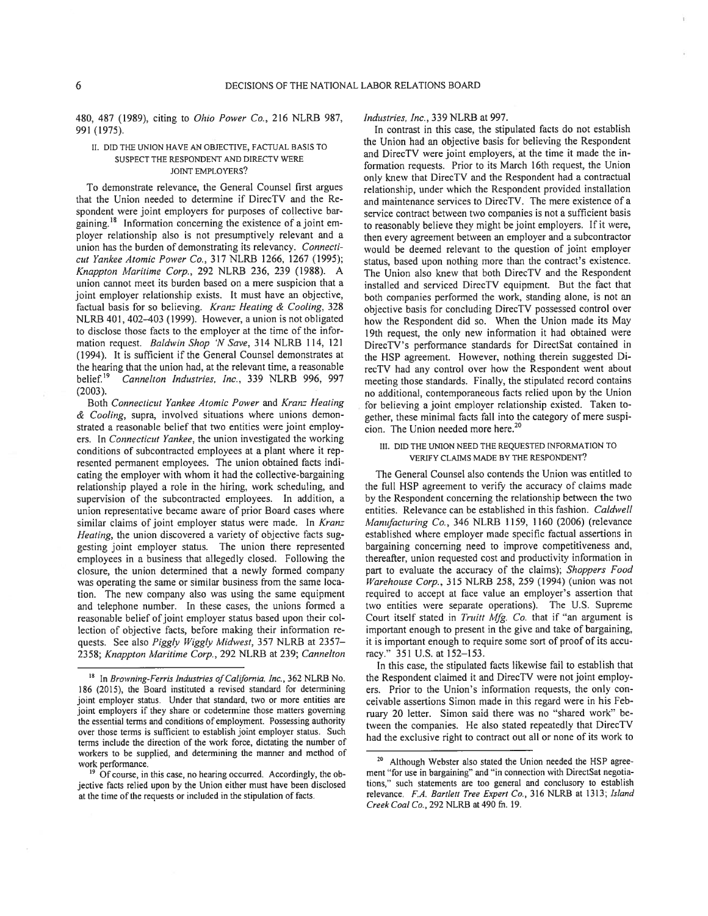480, 487 (1989), citing to *Ohio Power Co.*, 216 NLRB 987, 991 (1975).

## II. DID THE UNION HAVE AN OBJECTIVE, FACTUAL BASIS TO SUSPECT THE RESPONDENT AND DIRECTV WERE JOINT EMPLOYERS?

To demonstrate relevance, the General Counsel first argues that the Union needed to determine if DirecTV and the Respondent were joint employers for purposes of collective bargaining.[18] Information concerning the existence of a joint employer relationship also is not presumptively relevant and a union has the burden of demonstrating its relevancy. *Connecticut Yankee Atomic Power Co.*, 317 NLRB 1266, 1267 (1995); *Knappton Maritime Corp.*, 292 NLRB 236, 239 (1988). A union cannot meet its burden based on a mere suspicion that a joint employer relationship exists. It must have an objective, factual basis for so believing. *Kranz Heating & Cooling*, 328 NLRB 401, 402–403 (1999). However, a union is not obligated to disclose those facts to the employer at the time of the information request. *Baldwin Shop 'N Save*, 314 NLRB 114, 121 (1994). It is sufficient if the General Counsel demonstrates at the hearing that the union had, at the relevant time, a reasonable belief.[19] *Cannelton Industries, Inc.*, 339 NLRB 996, 997 (2003).

Both *Connecticut Yankee Atomic Power* and *Kranz Heating & Cooling*, supra, involved situations where unions demonstrated a reasonable belief that two entities were joint employers. In *Connecticut Yankee*, the union investigated the working conditions of subcontracted employees at a plant where it represented permanent employees. The union obtained facts indicating the employer with whom it had the collective-bargaining relationship played a role in the hiring, work scheduling, and supervision of the subcontracted employees. In addition, a union representative became aware of prior Board cases where similar claims of joint employer status were made. In *Kranz Heating*, the union discovered a variety of objective facts suggesting joint employer status. The union there represented employees in a business that allegedly closed. Following the closure, the union determined that a newly formed company was operating the same or similar business from the same location. The new company also was using the same equipment and telephone number. In these cases, the unions formed a reasonable belief of joint employer status based upon their collection of objective facts, before making their information requests. See also *Piggly Wiggly Midwest*, 357 NLRB at 2357–2358; *Knappton Maritime Corp.*, 292 NLRB at 239; *Cannelton Industries, Inc.*, 339 NLRB at 997.

In contrast in this case, the stipulated facts do not establish the Union had an objective basis for believing the Respondent and DirecTV were joint employers, at the time it made the information requests. Prior to its March 16th request, the Union only knew that DirecTV and the Respondent had a contractual relationship, under which the Respondent provided installation and maintenance services to DirecTV. The mere existence of a service contract between two companies is not a sufficient basis to reasonably believe they might be joint employers. If it were, then every agreement between an employer and a subcontractor would be deemed relevant to the question of joint employer status, based upon nothing more than the contract's existence. The Union also knew that both DirecTV and the Respondent installed and serviced DirecTV equipment. But the fact that both companies performed the work, standing alone, is not an objective basis for concluding DirecTV possessed control over how the Respondent did so. When the Union made its May 19th request, the only new information it had obtained were DirecTV's performance standards for DirectSat contained in the HSP agreement. However, nothing therein suggested DirecTV had any control over how the Respondent went about meeting those standards. Finally, the stipulated record contains no additional, contemporaneous facts relied upon by the Union for believing a joint employer relationship existed. Taken together, these minimal facts fall into the category of mere suspicion. The Union needed more here.[20]

## III. DID THE UNION NEED THE REQUESTED INFORMATION TO VERIFY CLAIMS MADE BY THE RESPONDENT?

The General Counsel also contends the Union was entitled to the full HSP agreement to verify the accuracy of claims made by the Respondent concerning the relationship between the two entities. Relevance can be established in this fashion. *Caldwell Manufacturing Co.*, 346 NLRB 1159, 1160 (2006) (relevance established where employer made specific factual assertions in bargaining concerning need to improve competitiveness and, thereafter, union requested cost and productivity information in part to evaluate the accuracy of the claims); *Shoppers Food Warehouse Corp.*, 315 NLRB 258, 259 (1994) (union was not required to accept at face value an employer's assertion that two entities were separate operations). The U.S. Supreme Court itself stated in *Truitt Mfg. Co.* that if "an argument is important enough to present in the give and take of bargaining, it is important enough to require some sort of proof of its accuracy." 351 U.S. at 152–153.

In this case, the stipulated facts likewise fail to establish that the Respondent claimed it and DirecTV were not joint employers. Prior to the Union's information requests, the only conceivable assertions Simon made in this regard were in his February 20 letter. Simon said there was no "shared work" between the companies. He also stated repeatedly that DirecTV had the exclusive right to contract out all or none of its work to

---

[18] In *Browning-Ferris Industries of California, Inc.*, 362 NLRB No. 186 (2015), the Board instituted a revised standard for determining joint employer status. Under that standard, two or more entities are joint employers if they share or codetermine those matters governing the essential terms and conditions of employment. Possessing authority over those terms is sufficient to establish joint employer status. Such terms include the direction of the work force, dictating the number of workers to be supplied, and determining the manner and method of work performance.

[19] Of course, in this case, no hearing occurred. Accordingly, the objective facts relied upon by the Union either must have been disclosed at the time of the requests or included in the stipulation of facts.

[20] Although Webster also stated the Union needed the HSP agreement "for use in bargaining" and "in connection with DirectSat negotiations," such statements are too general and conclusory to establish relevance. *F.A. Bartlett Tree Expert Co.*, 316 NLRB at 1313; *Island Creek Coal Co.*, 292 NLRB at 490 fn. 19.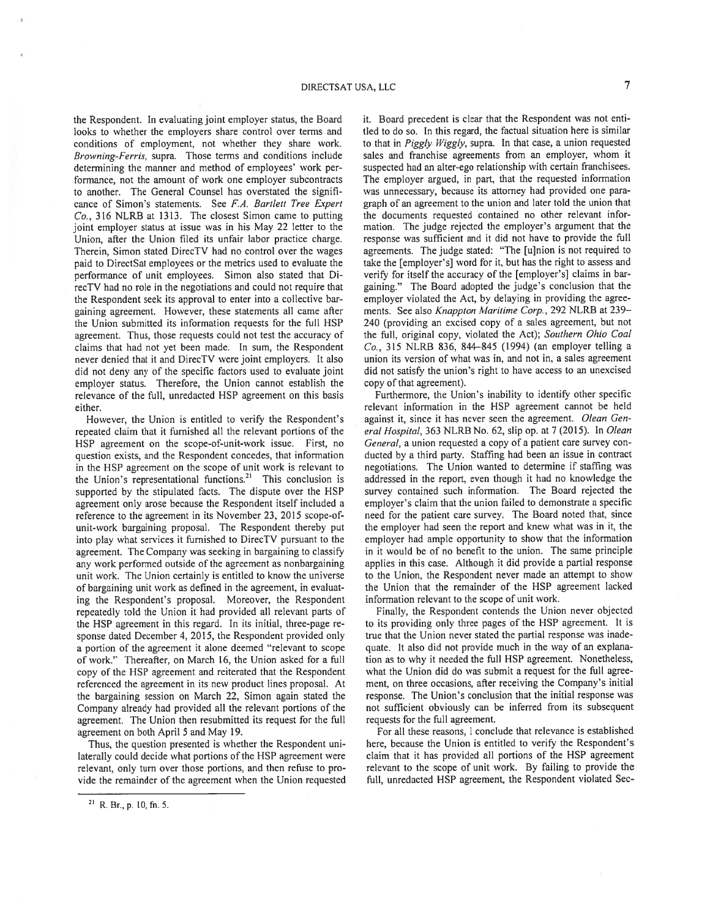the Respondent. In evaluating joint employer status, the Board looks to whether the employers share control over terms and conditions of employment, not whether they share work. *Browning-Ferris*, supra. Those terms and conditions include determining the manner and method of employees' work performance, not the amount of work one employer subcontracts to another. The General Counsel has overstated the significance of Simon's statements. See *F.A. Bartlett Tree Expert Co.*, 316 NLRB at 1313. The closest Simon came to putting joint employer status at issue was in his May 22 letter to the Union, after the Union filed its unfair labor practice charge. Therein, Simon stated DirecTV had no control over the wages paid to DirectSat employees or the metrics used to evaluate the performance of unit employees. Simon also stated that DirecTV had no role in the negotiations and could not require that the Respondent seek its approval to enter into a collective bargaining agreement. However, these statements all came after the Union submitted its information requests for the full HSP agreement. Thus, those requests could not test the accuracy of claims that had not yet been made. In sum, the Respondent never denied that it and DirecTV were joint employers. It also did not deny any of the specific factors used to evaluate joint employer status. Therefore, the Union cannot establish the relevance of the full, unredacted HSP agreement on this basis either.

However, the Union is entitled to verify the Respondent's repeated claim that it furnished all the relevant portions of the HSP agreement on the scope-of-unit-work issue. First, no question exists, and the Respondent concedes, that information in the HSP agreement on the scope of unit work is relevant to the Union's representational functions.[21] This conclusion is supported by the stipulated facts. The dispute over the HSP agreement only arose because the Respondent itself included a reference to the agreement in its November 23, 2015 scope-of-unit-work bargaining proposal. The Respondent thereby put into play what services it furnished to DirecTV pursuant to the agreement. The Company was seeking in bargaining to classify any work performed outside of the agreement as nonbargaining unit work. The Union certainly is entitled to know the universe of bargaining unit work as defined in the agreement, in evaluating the Respondent's proposal. Moreover, the Respondent repeatedly told the Union it had provided all relevant parts of the HSP agreement in this regard. In its initial, three-page response dated December 4, 2015, the Respondent provided only a portion of the agreement it alone deemed "relevant to scope of work." Thereafter, on March 16, the Union asked for a full copy of the HSP agreement and reiterated that the Respondent referenced the agreement in its new product lines proposal. At the bargaining session on March 22, Simon again stated the Company already had provided all the relevant portions of the agreement. The Union then resubmitted its request for the full agreement on both April 5 and May 19.

Thus, the question presented is whether the Respondent unilaterally could decide what portions of the HSP agreement were relevant, only turn over those portions, and then refuse to provide the remainder of the agreement when the Union requested it. Board precedent is clear that the Respondent was not entitled to do so. In this regard, the factual situation here is similar to that in *Piggly Wiggly*, supra. In that case, a union requested sales and franchise agreements from an employer, whom it suspected had an alter-ego relationship with certain franchisees. The employer argued, in part, that the requested information was unnecessary, because its attorney had provided one paragraph of an agreement to the union and later told the union that the documents requested contained no other relevant information. The judge rejected the employer's argument that the response was sufficient and it did not have to provide the full agreements. The judge stated: "The [u]nion is not required to take the [employer's] word for it, but has the right to assess and verify for itself the accuracy of the [employer's] claims in bargaining." The Board adopted the judge's conclusion that the employer violated the Act, by delaying in providing the agreements. See also *Knappton Maritime Corp.*, 292 NLRB at 239–240 (providing an excised copy of a sales agreement, but not the full, original copy, violated the Act); *Southern Ohio Coal Co.*, 315 NLRB 836, 844–845 (1994) (an employer telling a union its version of what was in, and not in, a sales agreement did not satisfy the union's right to have access to an unexcised copy of that agreement).

Furthermore, the Union's inability to identify other specific relevant information in the HSP agreement cannot be held against it, since it has never seen the agreement. *Olean General Hospital*, 363 NLRB No. 62, slip op. at 7 (2015). In *Olean General*, a union requested a copy of a patient care survey conducted by a third party. Staffing had been an issue in contract negotiations. The Union wanted to determine if staffing was addressed in the report, even though it had no knowledge the survey contained such information. The Board rejected the employer's claim that the union failed to demonstrate a specific need for the patient care survey. The Board noted that, since the employer had seen the report and knew what was in it, the employer had ample opportunity to show that the information in it would be of no benefit to the union. The same principle applies in this case. Although it did provide a partial response to the Union, the Respondent never made an attempt to show the Union that the remainder of the HSP agreement lacked information relevant to the scope of unit work.

Finally, the Respondent contends the Union never objected to its providing only three pages of the HSP agreement. It is true that the Union never stated the partial response was inadequate. It also did not provide much in the way of an explanation as to why it needed the full HSP agreement. Nonetheless, what the Union did do was submit a request for the full agreement, on three occasions, after receiving the Company's initial response. The Union's conclusion that the initial response was not sufficient obviously can be inferred from its subsequent requests for the full agreement.

For all these reasons, I conclude that relevance is established here, because the Union is entitled to verify the Respondent's claim that it has provided all portions of the HSP agreement relevant to the scope of unit work. By failing to provide the full, unredacted HSP agreement, the Respondent violated Sec-

---

[21] R. Br., p. 10, fn. 5.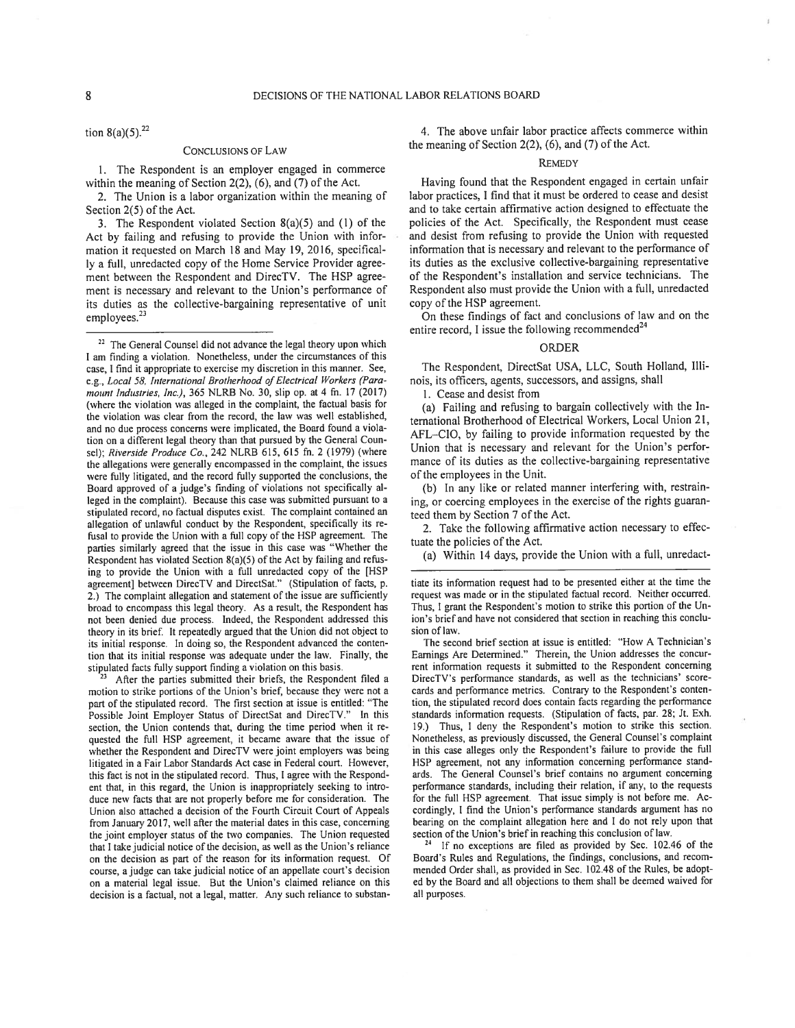tion 8(a)(5).[22]

## CONCLUSIONS OF LAW

1. The Respondent is an employer engaged in commerce within the meaning of Section 2(2), (6), and (7) of the Act.

2. The Union is a labor organization within the meaning of Section 2(5) of the Act.

3. The Respondent violated Section 8(a)(5) and (1) of the Act by failing and refusing to provide the Union with information it requested on March 18 and May 19, 2016, specifically a full, unredacted copy of the Home Service Provider agreement between the Respondent and DirecTV. The HSP agreement is necessary and relevant to the Union's performance of its duties as the collective-bargaining representative of unit employees.[23]

4. The above unfair labor practice affects commerce within the meaning of Section 2(2), (6), and (7) of the Act.

## REMEDY

Having found that the Respondent engaged in certain unfair labor practices, I find that it must be ordered to cease and desist and to take certain affirmative action designed to effectuate the policies of the Act. Specifically, the Respondent must cease and desist from refusing to provide the Union with requested information that is necessary and relevant to the performance of its duties as the exclusive collective-bargaining representative of the Respondent's installation and service technicians. The Respondent also must provide the Union with a full, unredacted copy of the HSP agreement.

On these findings of fact and conclusions of law and on the entire record, I issue the following recommended[24]

## ORDER

The Respondent, DirectSat USA, LLC, South Holland, Illinois, its officers, agents, successors, and assigns, shall

1. Cease and desist from

(a) Failing and refusing to bargain collectively with the International Brotherhood of Electrical Workers, Local Union 21, AFL–CIO, by failing to provide information requested by the Union that is necessary and relevant for the Union's performance of its duties as the collective-bargaining representative of the employees in the Unit.

(b) In any like or related manner interfering with, restraining, or coercing employees in the exercise of the rights guaranteed them by Section 7 of the Act.

2. Take the following affirmative action necessary to effectuate the policies of the Act.

(a) Within 14 days, provide the Union with a full, unredact-

---

[22] The General Counsel did not advance the legal theory upon which I am finding a violation. Nonetheless, under the circumstances of this case, I find it appropriate to exercise my discretion in this manner. See, e.g., *Local 58, International Brotherhood of Electrical Workers (Paramount Industries, Inc.)*, 365 NLRB No. 30, slip op. at 4 fn. 17 (2017) (where the violation was alleged in the complaint, the factual basis for the violation was clear from the record, the law was well established, and no due process concerns were implicated, the Board found a violation on a different legal theory than that pursued by the General Counsel); *Riverside Produce Co.*, 242 NLRB 615, 615 fn. 2 (1979) (where the allegations were generally encompassed in the complaint, the issues were fully litigated, and the record fully supported the conclusions, the Board approved of a judge's finding of violations not specifically alleged in the complaint). Because this case was submitted pursuant to a stipulated record, no factual disputes exist. The complaint contained an allegation of unlawful conduct by the Respondent, specifically its refusal to provide the Union with a full copy of the HSP agreement. The parties similarly agreed that the issue in this case was "Whether the Respondent has violated Section 8(a)(5) of the Act by failing and refusing to provide the Union with a full unredacted copy of the [HSP agreement] between DirecTV and DirectSat." (Stipulation of facts, p. 2.) The complaint allegation and statement of the issue are sufficiently broad to encompass this legal theory. As a result, the Respondent has not been denied due process. Indeed, the Respondent addressed this theory in its brief. It repeatedly argued that the Union did not object to its initial response. In doing so, the Respondent advanced the contention that its initial response was adequate under the law. Finally, the stipulated facts fully support finding a violation on this basis.

[23] After the parties submitted their briefs, the Respondent filed a motion to strike portions of the Union's brief, because they were not a part of the stipulated record. The first section at issue is entitled: "The Possible Joint Employer Status of DirectSat and DirecTV." In this section, the Union contends that, during the time period when it requested the full HSP agreement, it became aware that the issue of whether the Respondent and DirecTV were joint employers was being litigated in a Fair Labor Standards Act case in Federal court. However, this fact is not in the stipulated record. Thus, I agree with the Respondent that, in this regard, the Union is inappropriately seeking to introduce new facts that are not properly before me for consideration. The Union also attached a decision of the Fourth Circuit Court of Appeals from January 2017, well after the material dates in this case, concerning the joint employer status of the two companies. The Union requested that I take judicial notice of the decision, as well as the Union's reliance on the decision as part of the reason for its information request. Of course, a judge can take judicial notice of an appellate court's decision on a material legal issue. But the Union's claimed reliance on this decision is a factual, not a legal, matter. Any such reliance to substantiate its information request had to be presented either at the time the request was made or in the stipulated factual record. Neither occurred. Thus, I grant the Respondent's motion to strike this portion of the Union's brief and have not considered that section in reaching this conclusion of law.

The second brief section at issue is entitled: "How A Technician's Earnings Are Determined." Therein, the Union addresses the concurrent information requests it submitted to the Respondent concerning DirecTV's performance standards, as well as the technicians' scorecards and performance metrics. Contrary to the Respondent's contention, the stipulated record does contain facts regarding the performance standards information requests. (Stipulation of facts, par. 28; Jt. Exh. 19.) Thus, I deny the Respondent's motion to strike this section. Nonetheless, as previously discussed, the General Counsel's complaint in this case alleges only the Respondent's failure to provide the full HSP agreement, not any information concerning performance standards. The General Counsel's brief contains no argument concerning performance standards, including their relation, if any, to the requests for the full HSP agreement. That issue simply is not before me. Accordingly, I find the Union's performance standards argument has no bearing on the complaint allegation here and I do not rely upon that section of the Union's brief in reaching this conclusion of law.

[24] If no exceptions are filed as provided by Sec. 102.46 of the Board's Rules and Regulations, the findings, conclusions, and recommended Order shall, as provided in Sec. 102.48 of the Rules, be adopted by the Board and all objections to them shall be deemed waived for all purposes.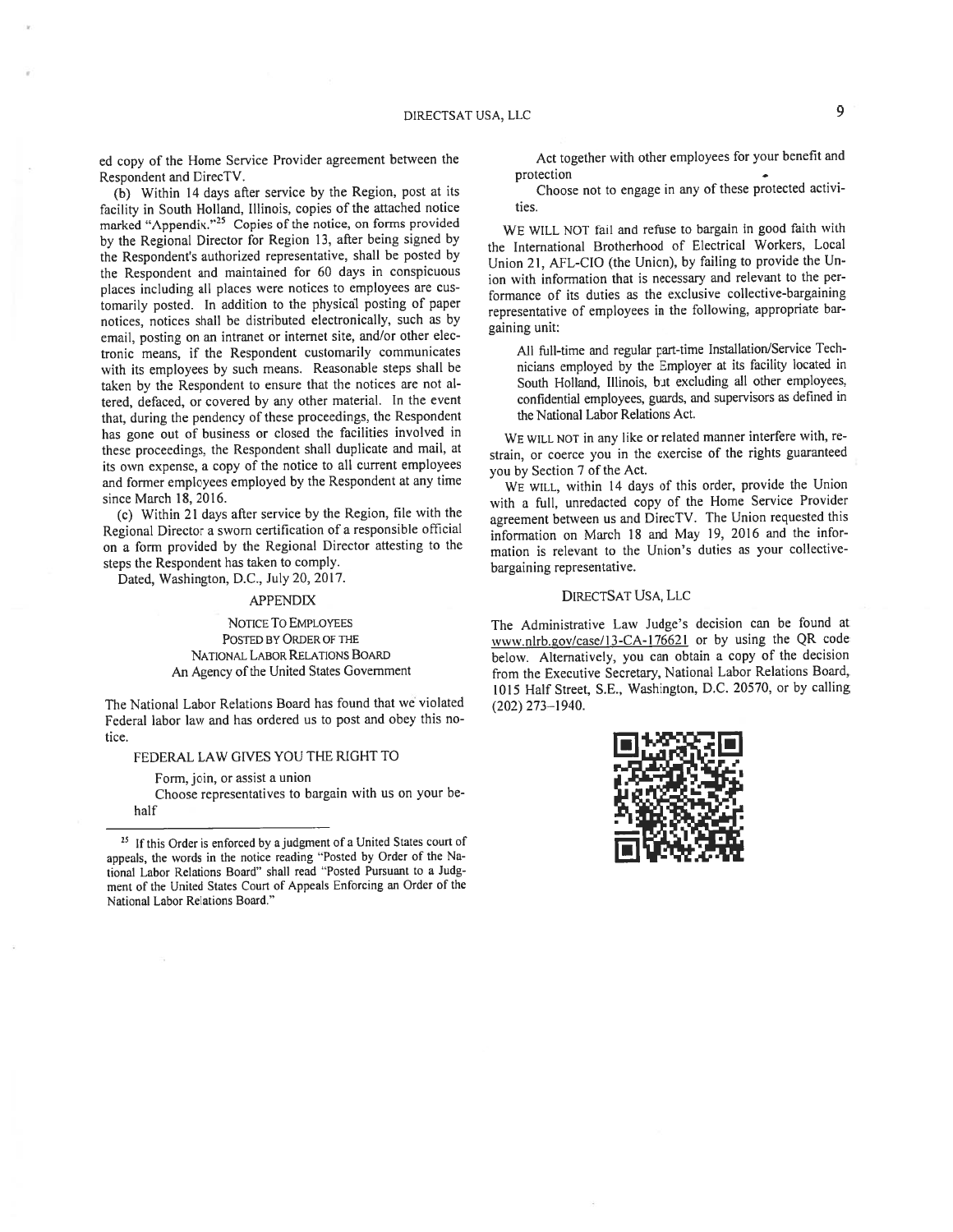ed copy of the Home Service Provider agreement between the Respondent and DirecTV.

(b) Within 14 days after service by the Region, post at its facility in South Holland, Illinois, copies of the attached notice marked "Appendix."[25] Copies of the notice, on forms provided by the Regional Director for Region 13, after being signed by the Respondent's authorized representative, shall be posted by the Respondent and maintained for 60 days in conspicuous places including all places were notices to employees are customarily posted. In addition to the physical posting of paper notices, notices shall be distributed electronically, such as by email, posting on an intranet or internet site, and/or other electronic means, if the Respondent customarily communicates with its employees by such means. Reasonable steps shall be taken by the Respondent to ensure that the notices are not altered, defaced, or covered by any other material. In the event that, during the pendency of these proceedings, the Respondent has gone out of business or closed the facilities involved in these proceedings, the Respondent shall duplicate and mail, at its own expense, a copy of the notice to all current employees and former employees employed by the Respondent at any time since March 18, 2016.

(c) Within 21 days after service by the Region, file with the Regional Director a sworn certification of a responsible official on a form provided by the Regional Director attesting to the steps the Respondent has taken to comply.

Dated, Washington, D.C., July 20, 2017.

## APPENDIX

NOTICE TO EMPLOYEES
POSTED BY ORDER OF THE
NATIONAL LABOR RELATIONS BOARD
An Agency of the United States Government

The National Labor Relations Board has found that we violated Federal labor law and has ordered us to post and obey this notice.

FEDERAL LAW GIVES YOU THE RIGHT TO

Form, join, or assist a union

Choose representatives to bargain with us on your behalf

Act together with other employees for your benefit and protection

Choose not to engage in any of these protected activities.

WE WILL NOT fail and refuse to bargain in good faith with the International Brotherhood of Electrical Workers, Local Union 21, AFL-CIO (the Union), by failing to provide the Union with information that is necessary and relevant to the performance of its duties as the exclusive collective-bargaining representative of employees in the following, appropriate bargaining unit:

> All full-time and regular part-time Installation/Service Technicians employed by the Employer at its facility located in South Holland, Illinois, but excluding all other employees, confidential employees, guards, and supervisors as defined in the National Labor Relations Act.

WE WILL NOT in any like or related manner interfere with, restrain, or coerce you in the exercise of the rights guaranteed you by Section 7 of the Act.

WE WILL, within 14 days of this order, provide the Union with a full, unredacted copy of the Home Service Provider agreement between us and DirecTV. The Union requested this information on March 18 and May 19, 2016 and the information is relevant to the Union's duties as your collective-bargaining representative.

DIRECTSAT USA, LLC

The Administrative Law Judge's decision can be found at www.nlrb.gov/case/13-CA-176621 or by using the QR code below. Alternatively, you can obtain a copy of the decision from the Executive Secretary, National Labor Relations Board, 1015 Half Street, S.E., Washington, D.C. 20570, or by calling (202) 273–1940.

[25] If this Order is enforced by a judgment of a United States court of appeals, the words in the notice reading "Posted by Order of the National Labor Relations Board" shall read "Posted Pursuant to a Judgment of the United States Court of Appeals Enforcing an Order of the National Labor Relations Board."